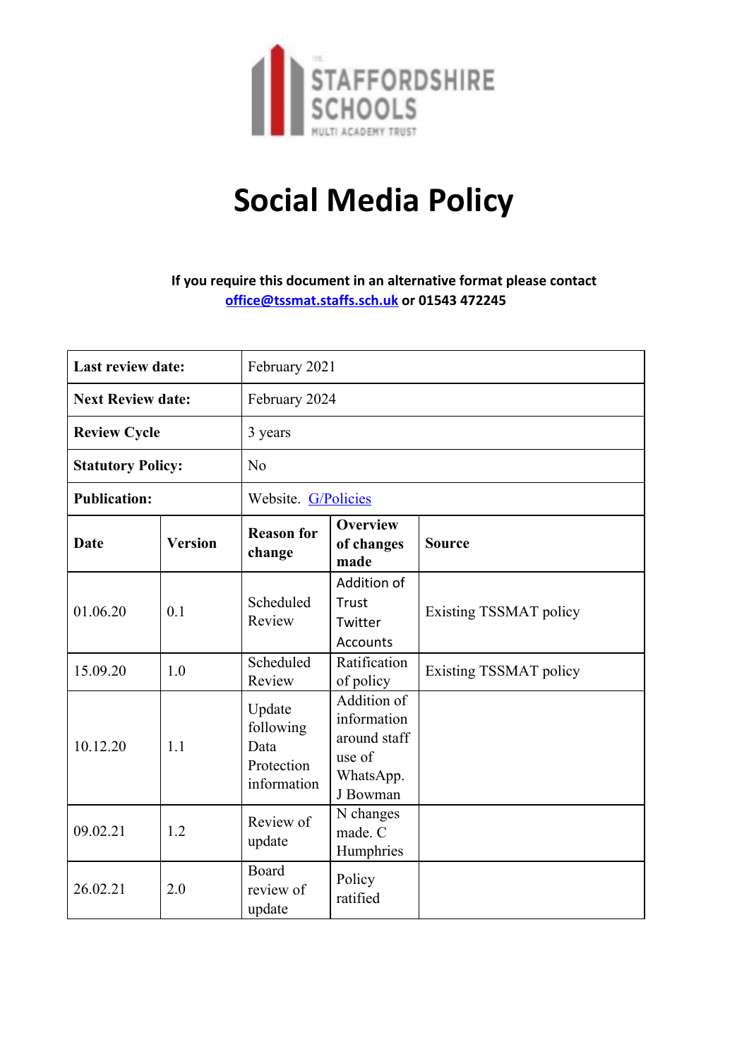# Social Media Policy

**If you require this document in an alternative format please contact [office@tssmat.staffs.sch.uk](mailto:office@tssmat.staffs.sch.uk) or 01543 472245**

| **Last review date:** | February 2021 |
|---|---|
| **Next Review date:** | February 2024 |
| **Review Cycle** | 3 years |
| **Statutory Policy:** | No |
| **Publication:** | Website. G/Policies |

| **Date** | **Version** | **Reason for change** | **Overview of changes made** | **Source** |
|---|---|---|---|---|
| 01.06.20 | 0.1 | Scheduled Review | Addition of Trust Twitter Accounts | Existing TSSMAT policy |
| 15.09.20 | 1.0 | Scheduled Review | Ratification of policy | Existing TSSMAT policy |
| 10.12.20 | 1.1 | Update following Data Protection information | Addition of information around staff use of WhatsApp. J Bowman | |
| 09.02.21 | 1.2 | Review of update | N changes made. C Humphries | |
| 26.02.21 | 2.0 | Board review of update | Policy ratified | |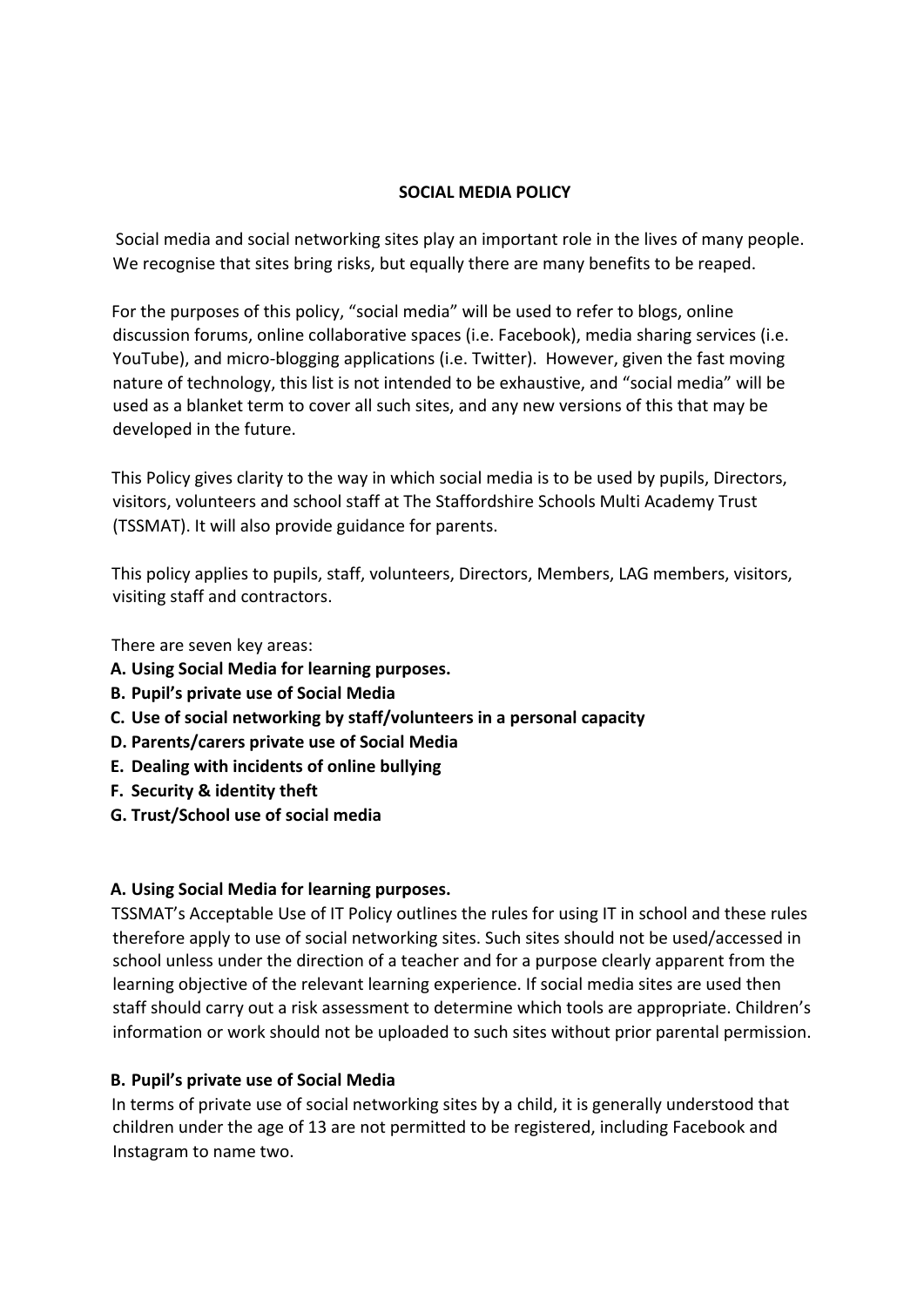## SOCIAL MEDIA POLICY

Social media and social networking sites play an important role in the lives of many people. We recognise that sites bring risks, but equally there are many benefits to be reaped.

For the purposes of this policy, "social media" will be used to refer to blogs, online discussion forums, online collaborative spaces (i.e. Facebook), media sharing services (i.e. YouTube), and micro-blogging applications (i.e. Twitter). However, given the fast moving nature of technology, this list is not intended to be exhaustive, and "social media" will be used as a blanket term to cover all such sites, and any new versions of this that may be developed in the future.

This Policy gives clarity to the way in which social media is to be used by pupils, Directors, visitors, volunteers and school staff at The Staffordshire Schools Multi Academy Trust (TSSMAT). It will also provide guidance for parents.

This policy applies to pupils, staff, volunteers, Directors, Members, LAG members, visitors, visiting staff and contractors.

There are seven key areas:

**A. Using Social Media for learning purposes.**
**B. Pupil's private use of Social Media**
**C. Use of social networking by staff/volunteers in a personal capacity**
**D. Parents/carers private use of Social Media**
**E. Dealing with incidents of online bullying**
**F. Security & identity theft**
**G. Trust/School use of social media**

### A. Using Social Media for learning purposes.

TSSMAT's Acceptable Use of IT Policy outlines the rules for using IT in school and these rules therefore apply to use of social networking sites. Such sites should not be used/accessed in school unless under the direction of a teacher and for a purpose clearly apparent from the learning objective of the relevant learning experience. If social media sites are used then staff should carry out a risk assessment to determine which tools are appropriate. Children's information or work should not be uploaded to such sites without prior parental permission.

### B. Pupil's private use of Social Media

In terms of private use of social networking sites by a child, it is generally understood that children under the age of 13 are not permitted to be registered, including Facebook and Instagram to name two.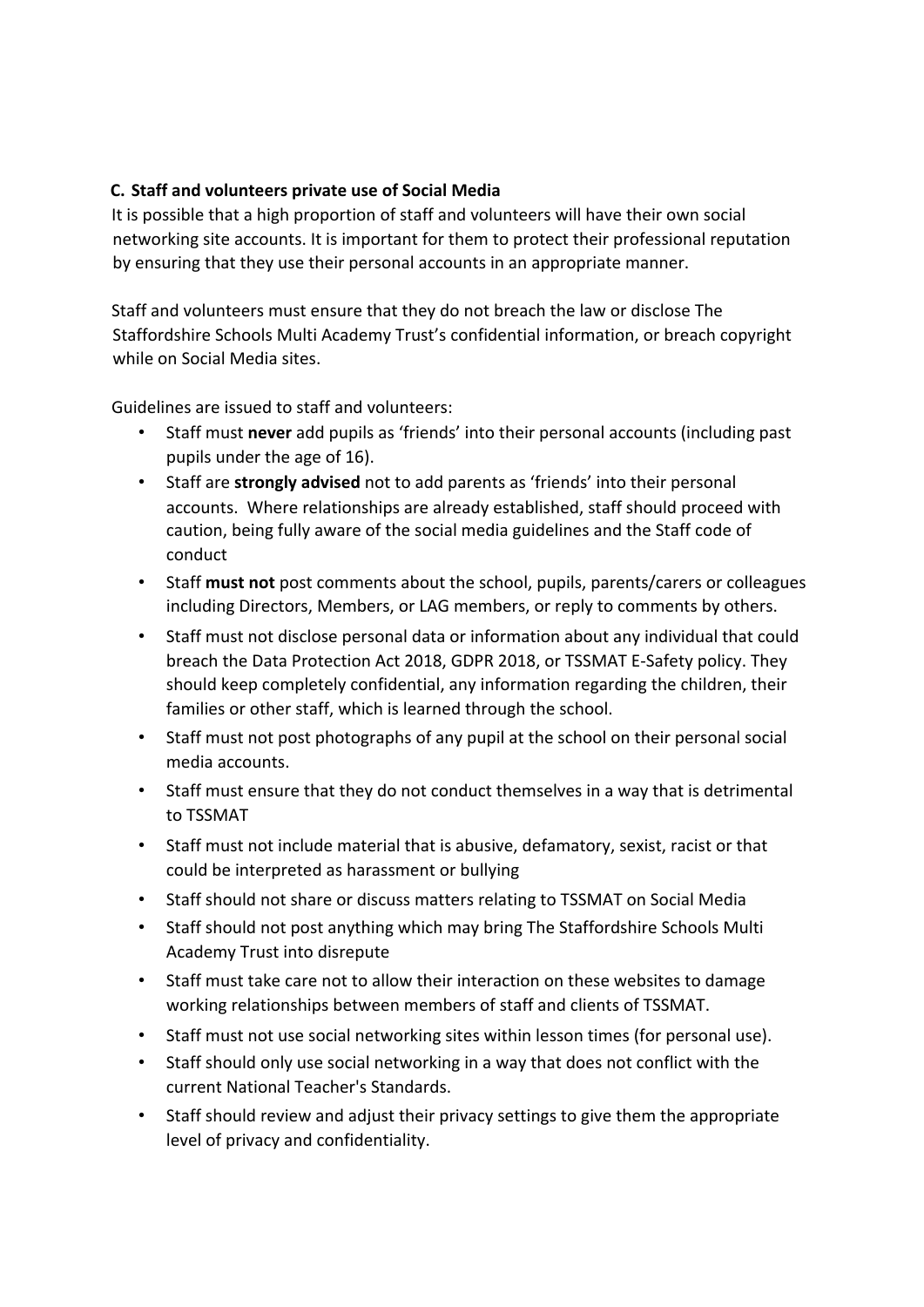### C. Staff and volunteers private use of Social Media

It is possible that a high proportion of staff and volunteers will have their own social networking site accounts. It is important for them to protect their professional reputation by ensuring that they use their personal accounts in an appropriate manner.

Staff and volunteers must ensure that they do not breach the law or disclose The Staffordshire Schools Multi Academy Trust's confidential information, or breach copyright while on Social Media sites.

Guidelines are issued to staff and volunteers:

- Staff must **never** add pupils as 'friends' into their personal accounts (including past pupils under the age of 16).
- Staff are **strongly advised** not to add parents as 'friends' into their personal accounts. Where relationships are already established, staff should proceed with caution, being fully aware of the social media guidelines and the Staff code of conduct
- Staff **must not** post comments about the school, pupils, parents/carers or colleagues including Directors, Members, or LAG members, or reply to comments by others.
- Staff must not disclose personal data or information about any individual that could breach the Data Protection Act 2018, GDPR 2018, or TSSMAT E-Safety policy. They should keep completely confidential, any information regarding the children, their families or other staff, which is learned through the school.
- Staff must not post photographs of any pupil at the school on their personal social media accounts.
- Staff must ensure that they do not conduct themselves in a way that is detrimental to TSSMAT
- Staff must not include material that is abusive, defamatory, sexist, racist or that could be interpreted as harassment or bullying
- Staff should not share or discuss matters relating to TSSMAT on Social Media
- Staff should not post anything which may bring The Staffordshire Schools Multi Academy Trust into disrepute
- Staff must take care not to allow their interaction on these websites to damage working relationships between members of staff and clients of TSSMAT.
- Staff must not use social networking sites within lesson times (for personal use).
- Staff should only use social networking in a way that does not conflict with the current National Teacher's Standards.
- Staff should review and adjust their privacy settings to give them the appropriate level of privacy and confidentiality.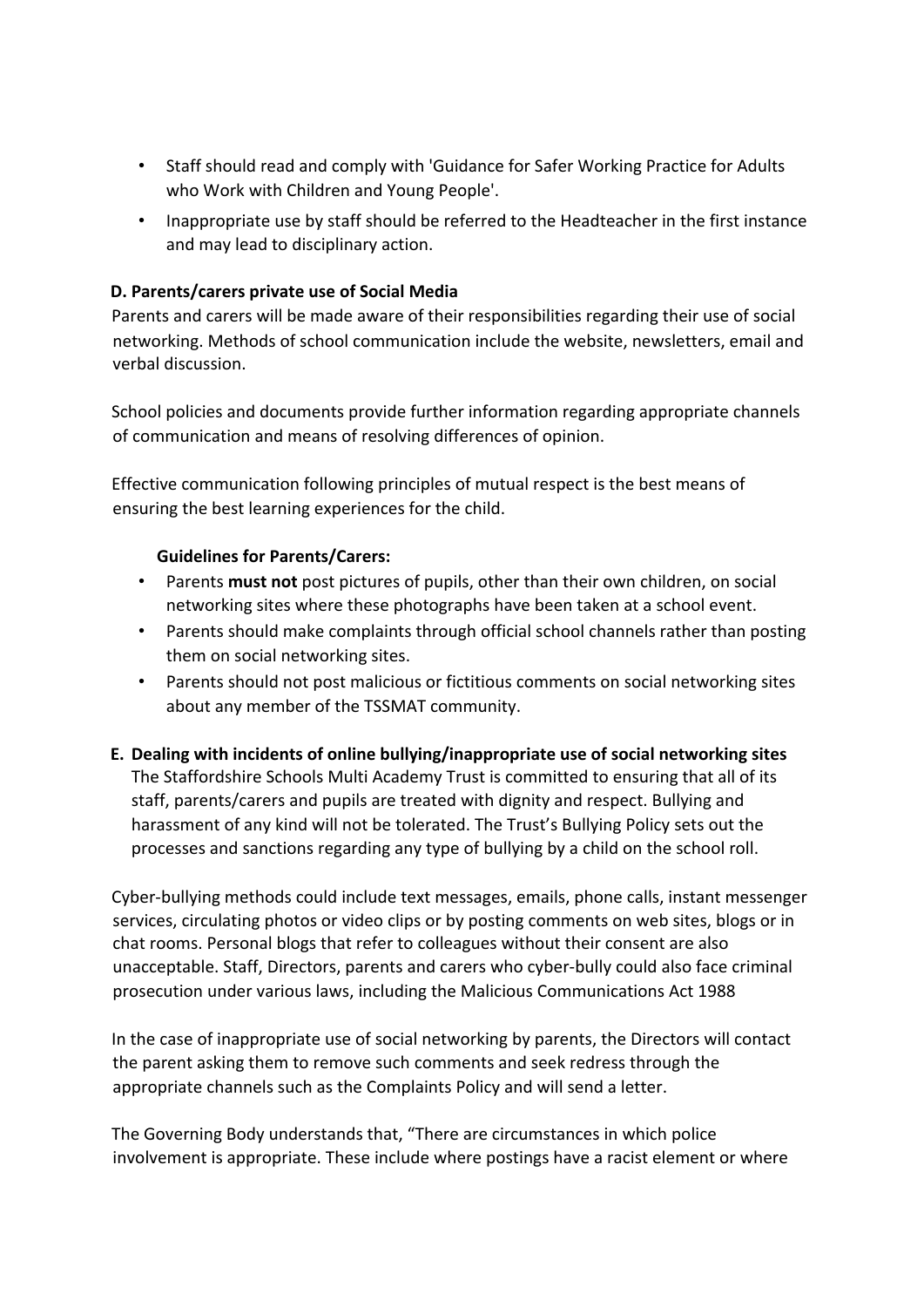- Staff should read and comply with 'Guidance for Safer Working Practice for Adults who Work with Children and Young People'.
- Inappropriate use by staff should be referred to the Headteacher in the first instance and may lead to disciplinary action.

**D. Parents/carers private use of Social Media**

Parents and carers will be made aware of their responsibilities regarding their use of social networking. Methods of school communication include the website, newsletters, email and verbal discussion.

School policies and documents provide further information regarding appropriate channels of communication and means of resolving differences of opinion.

Effective communication following principles of mutual respect is the best means of ensuring the best learning experiences for the child.

**Guidelines for Parents/Carers:**

- Parents **must not** post pictures of pupils, other than their own children, on social networking sites where these photographs have been taken at a school event.
- Parents should make complaints through official school channels rather than posting them on social networking sites.
- Parents should not post malicious or fictitious comments on social networking sites about any member of the TSSMAT community.

**E. Dealing with incidents of online bullying/inappropriate use of social networking sites**

The Staffordshire Schools Multi Academy Trust is committed to ensuring that all of its staff, parents/carers and pupils are treated with dignity and respect. Bullying and harassment of any kind will not be tolerated. The Trust's Bullying Policy sets out the processes and sanctions regarding any type of bullying by a child on the school roll.

Cyber-bullying methods could include text messages, emails, phone calls, instant messenger services, circulating photos or video clips or by posting comments on web sites, blogs or in chat rooms. Personal blogs that refer to colleagues without their consent are also unacceptable. Staff, Directors, parents and carers who cyber-bully could also face criminal prosecution under various laws, including the Malicious Communications Act 1988

In the case of inappropriate use of social networking by parents, the Directors will contact the parent asking them to remove such comments and seek redress through the appropriate channels such as the Complaints Policy and will send a letter.

The Governing Body understands that, "There are circumstances in which police involvement is appropriate. These include where postings have a racist element or where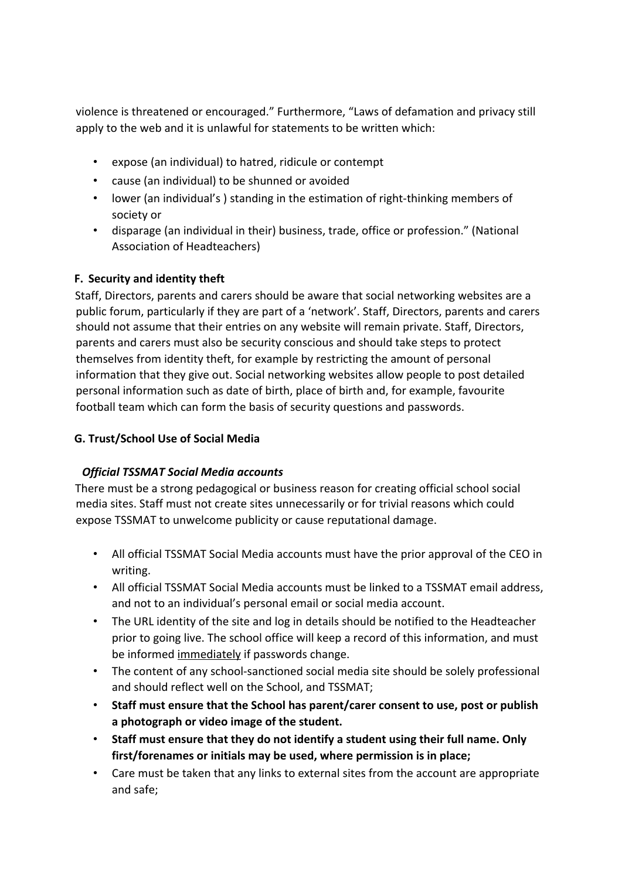violence is threatened or encouraged." Furthermore, "Laws of defamation and privacy still apply to the web and it is unlawful for statements to be written which:

- expose (an individual) to hatred, ridicule or contempt
- cause (an individual) to be shunned or avoided
- lower (an individual's ) standing in the estimation of right-thinking members of society or
- disparage (an individual in their) business, trade, office or profession." (National Association of Headteachers)

**F. Security and identity theft**

Staff, Directors, parents and carers should be aware that social networking websites are a public forum, particularly if they are part of a 'network'. Staff, Directors, parents and carers should not assume that their entries on any website will remain private. Staff, Directors, parents and carers must also be security conscious and should take steps to protect themselves from identity theft, for example by restricting the amount of personal information that they give out. Social networking websites allow people to post detailed personal information such as date of birth, place of birth and, for example, favourite football team which can form the basis of security questions and passwords.

**G. Trust/School Use of Social Media**

***Official TSSMAT Social Media accounts***

There must be a strong pedagogical or business reason for creating official school social media sites. Staff must not create sites unnecessarily or for trivial reasons which could expose TSSMAT to unwelcome publicity or cause reputational damage.

- All official TSSMAT Social Media accounts must have the prior approval of the CEO in writing.
- All official TSSMAT Social Media accounts must be linked to a TSSMAT email address, and not to an individual's personal email or social media account.
- The URL identity of the site and log in details should be notified to the Headteacher prior to going live. The school office will keep a record of this information, and must be informed <u>immediately</u> if passwords change.
- The content of any school-sanctioned social media site should be solely professional and should reflect well on the School, and TSSMAT;
- **Staff must ensure that the School has parent/carer consent to use, post or publish a photograph or video image of the student.**
- **Staff must ensure that they do not identify a student using their full name. Only first/forenames or initials may be used, where permission is in place;**
- Care must be taken that any links to external sites from the account are appropriate and safe;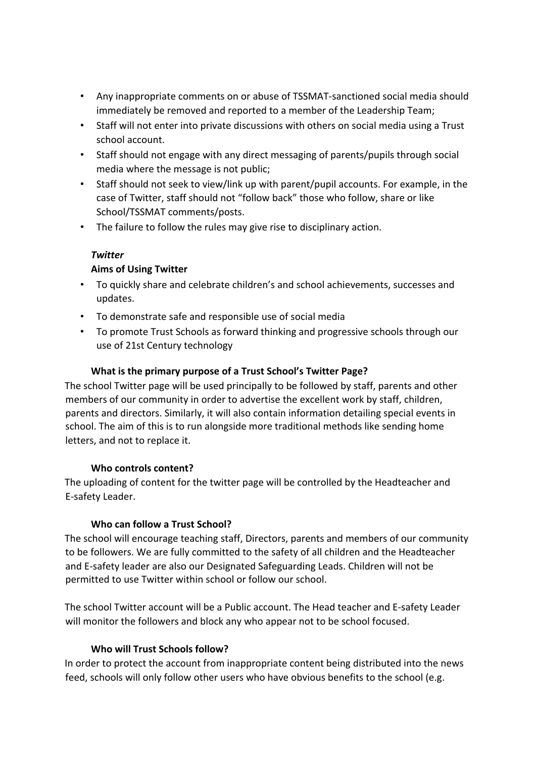- Any inappropriate comments on or abuse of TSSMAT-sanctioned social media should immediately be removed and reported to a member of the Leadership Team;
- Staff will not enter into private discussions with others on social media using a Trust school account.
- Staff should not engage with any direct messaging of parents/pupils through social media where the message is not public;
- Staff should not seek to view/link up with parent/pupil accounts. For example, in the case of Twitter, staff should not "follow back" those who follow, share or like School/TSSMAT comments/posts.
- The failure to follow the rules may give rise to disciplinary action.

***Twitter***

**Aims of Using Twitter**

- To quickly share and celebrate children's and school achievements, successes and updates.
- To demonstrate safe and responsible use of social media
- To promote Trust Schools as forward thinking and progressive schools through our use of 21st Century technology

**What is the primary purpose of a Trust School's Twitter Page?**

The school Twitter page will be used principally to be followed by staff, parents and other members of our community in order to advertise the excellent work by staff, children, parents and directors. Similarly, it will also contain information detailing special events in school. The aim of this is to run alongside more traditional methods like sending home letters, and not to replace it.

**Who controls content?**

The uploading of content for the twitter page will be controlled by the Headteacher and E-safety Leader.

**Who can follow a Trust School?**

The school will encourage teaching staff, Directors, parents and members of our community to be followers. We are fully committed to the safety of all children and the Headteacher and E-safety leader are also our Designated Safeguarding Leads. Children will not be permitted to use Twitter within school or follow our school.

The school Twitter account will be a Public account. The Head teacher and E-safety Leader will monitor the followers and block any who appear not to be school focused.

**Who will Trust Schools follow?**

In order to protect the account from inappropriate content being distributed into the news feed, schools will only follow other users who have obvious benefits to the school (e.g.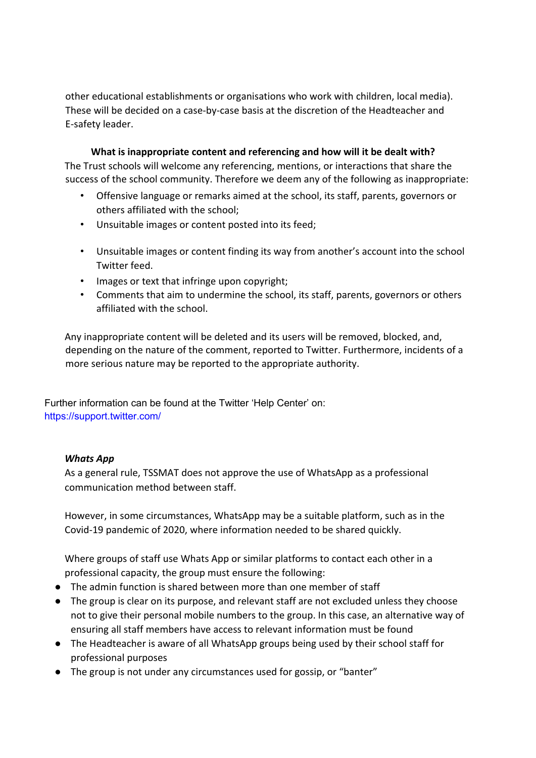other educational establishments or organisations who work with children, local media). These will be decided on a case-by-case basis at the discretion of the Headteacher and E-safety leader.

**What is inappropriate content and referencing and how will it be dealt with?**

The Trust schools will welcome any referencing, mentions, or interactions that share the success of the school community. Therefore we deem any of the following as inappropriate:

- Offensive language or remarks aimed at the school, its staff, parents, governors or others affiliated with the school;
- Unsuitable images or content posted into its feed;
- Unsuitable images or content finding its way from another's account into the school Twitter feed.
- Images or text that infringe upon copyright;
- Comments that aim to undermine the school, its staff, parents, governors or others affiliated with the school.

Any inappropriate content will be deleted and its users will be removed, blocked, and, depending on the nature of the comment, reported to Twitter. Furthermore, incidents of a more serious nature may be reported to the appropriate authority.

Further information can be found at the Twitter 'Help Center' on: https://support.twitter.com/

***Whats App***

As a general rule, TSSMAT does not approve the use of WhatsApp as a professional communication method between staff.

However, in some circumstances, WhatsApp may be a suitable platform, such as in the Covid-19 pandemic of 2020, where information needed to be shared quickly.

Where groups of staff use Whats App or similar platforms to contact each other in a professional capacity, the group must ensure the following:

- The admin function is shared between more than one member of staff
- The group is clear on its purpose, and relevant staff are not excluded unless they choose not to give their personal mobile numbers to the group. In this case, an alternative way of ensuring all staff members have access to relevant information must be found
- The Headteacher is aware of all WhatsApp groups being used by their school staff for professional purposes
- The group is not under any circumstances used for gossip, or "banter"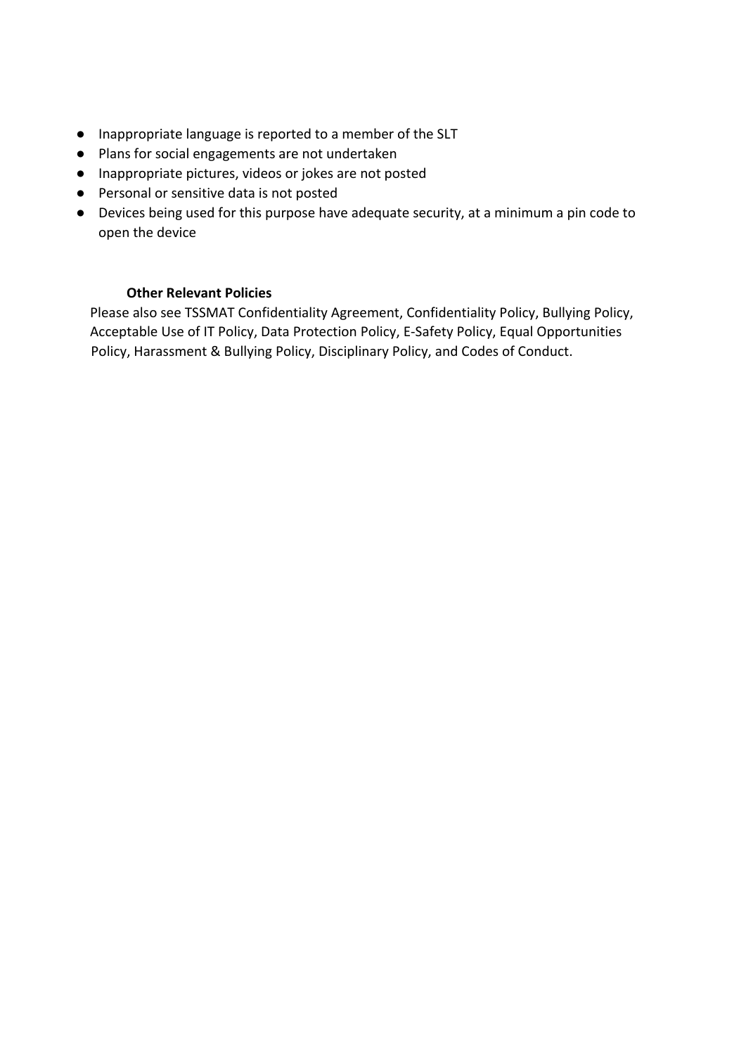- Inappropriate language is reported to a member of the SLT
- Plans for social engagements are not undertaken
- Inappropriate pictures, videos or jokes are not posted
- Personal or sensitive data is not posted
- Devices being used for this purpose have adequate security, at a minimum a pin code to open the device

### Other Relevant Policies

Please also see TSSMAT Confidentiality Agreement, Confidentiality Policy, Bullying Policy, Acceptable Use of IT Policy, Data Protection Policy, E-Safety Policy, Equal Opportunities Policy, Harassment & Bullying Policy, Disciplinary Policy, and Codes of Conduct.